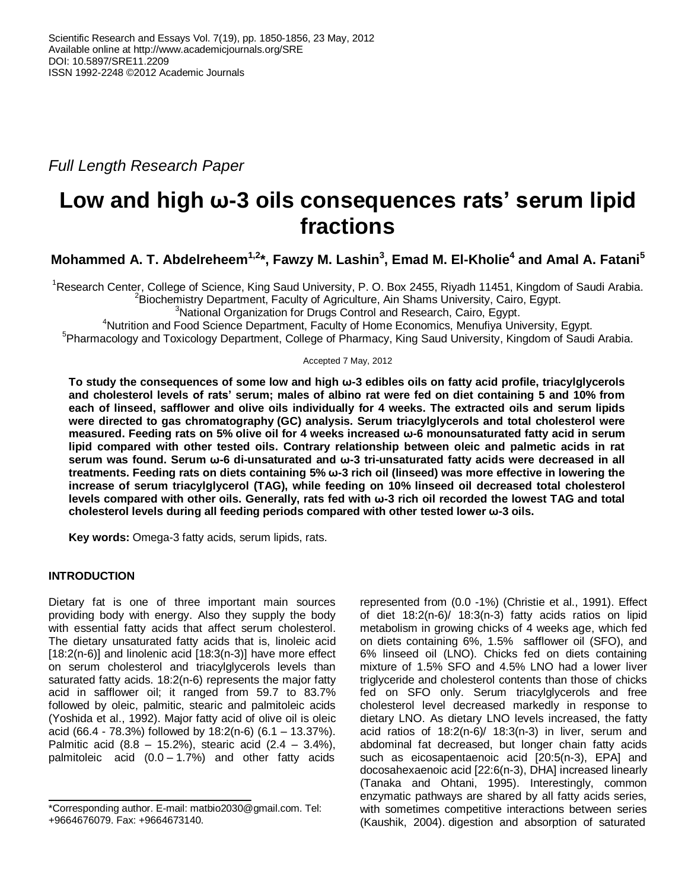*Full Length Research Paper*

# Low and high ω-3 oils consequences rats' serum lipid fractions

**Mohammed A. T. Abdelreheem[1,2]*, Fawzy M. Lashin[3], Emad M. El-Kholie[4] and Amal A. Fatani[5]**

[1]Research Center, College of Science, King Saud University, P. O. Box 2455, Riyadh 11451, Kingdom of Saudi Arabia.
[2]Biochemistry Department, Faculty of Agriculture, Ain Shams University, Cairo, Egypt.
[3]National Organization for Drugs Control and Research, Cairo, Egypt.
[4]Nutrition and Food Science Department, Faculty of Home Economics, Menufiya University, Egypt.
[5]Pharmacology and Toxicology Department, College of Pharmacy, King Saud University, Kingdom of Saudi Arabia.

Accepted 7 May, 2012

**To study the consequences of some low and high ω-3 edibles oils on fatty acid profile, triacylglycerols and cholesterol levels of rats' serum; males of albino rat were fed on diet containing 5 and 10% from each of linseed, safflower and olive oils individually for 4 weeks. The extracted oils and serum lipids were directed to gas chromatography (GC) analysis. Serum triacylglycerols and total cholesterol were measured. Feeding rats on 5% olive oil for 4 weeks increased ω-6 monounsaturated fatty acid in serum lipid compared with other tested oils. Contrary relationship between oleic and palmetic acids in rat serum was found. Serum ω-6 di-unsaturated and ω-3 tri-unsaturated fatty acids were decreased in all treatments. Feeding rats on diets containing 5% ω-3 rich oil (linseed) was more effective in lowering the increase of serum triacylglycerol (TAG), while feeding on 10% linseed oil decreased total cholesterol levels compared with other oils. Generally, rats fed with ω-3 rich oil recorded the lowest TAG and total cholesterol levels during all feeding periods compared with other tested lower ω-3 oils.**

**Key words:** Omega-3 fatty acids, serum lipids, rats.

## INTRODUCTION

Dietary fat is one of three important main sources providing body with energy. Also they supply the body with essential fatty acids that affect serum cholesterol. The dietary unsaturated fatty acids that is, linoleic acid [18:2(n-6)] and linolenic acid [18:3(n-3)] have more effect on serum cholesterol and triacylglycerols levels than saturated fatty acids. 18:2(n-6) represents the major fatty acid in safflower oil; it ranged from 59.7 to 83.7% followed by oleic, palmitic, stearic and palmitoleic acids (Yoshida et al., 1992). Major fatty acid of olive oil is oleic acid (66.4 - 78.3%) followed by 18:2(n-6) (6.1 – 13.37%). Palmitic acid (8.8 – 15.2%), stearic acid (2.4 – 3.4%), palmitoleic acid (0.0 – 1.7%) and other fatty acids represented from (0.0 -1%) (Christie et al., 1991). Effect of diet 18:2(n-6)/ 18:3(n-3) fatty acids ratios on lipid metabolism in growing chicks of 4 weeks age, which fed on diets containing 6%, 1.5% safflower oil (SFO), and 6% linseed oil (LNO). Chicks fed on diets containing mixture of 1.5% SFO and 4.5% LNO had a lower liver triglyceride and cholesterol contents than those of chicks fed on SFO only. Serum triacylglycerols and free cholesterol level decreased markedly in response to dietary LNO. As dietary LNO levels increased, the fatty acid ratios of 18:2(n-6)/ 18:3(n-3) in liver, serum and abdominal fat decreased, but longer chain fatty acids such as eicosapentaenoic acid [20:5(n-3), EPA] and docosahexaenoic acid [22:6(n-3), DHA] increased linearly (Tanaka and Ohtani, 1995). Interestingly, common enzymatic pathways are shared by all fatty acids series, with sometimes competitive interactions between series (Kaushik, 2004). digestion and absorption of saturated

*Corresponding author. E-mail: matbio2030@gmail.com. Tel: +9664676079. Fax: +9664673140.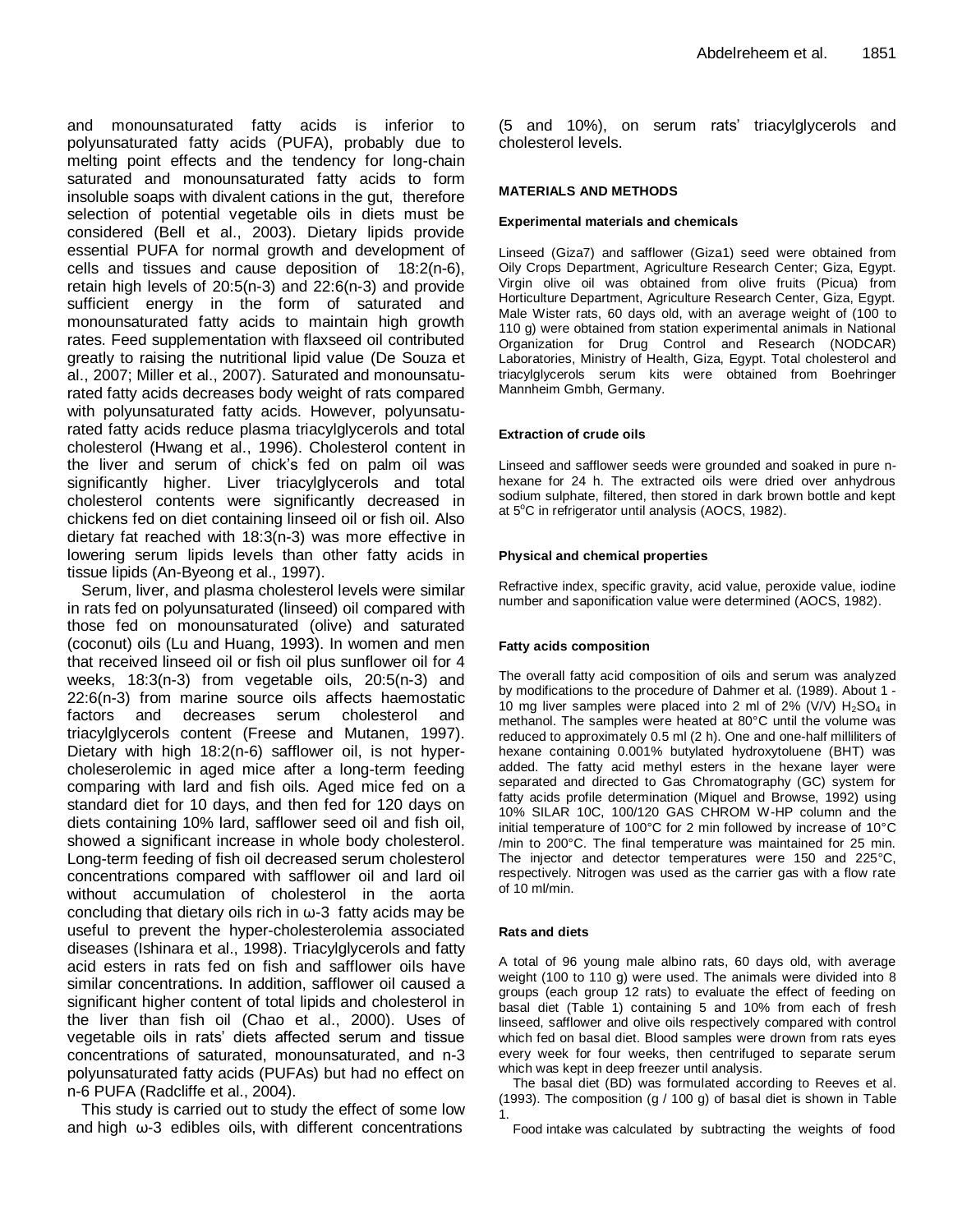and monounsaturated fatty acids is inferior to polyunsaturated fatty acids (PUFA), probably due to melting point effects and the tendency for long-chain saturated and monounsaturated fatty acids to form insoluble soaps with divalent cations in the gut, therefore selection of potential vegetable oils in diets must be considered (Bell et al., 2003). Dietary lipids provide essential PUFA for normal growth and development of cells and tissues and cause deposition of 18:2(n-6), retain high levels of 20:5(n-3) and 22:6(n-3) and provide sufficient energy in the form of saturated and monounsaturated fatty acids to maintain high growth rates. Feed supplementation with flaxseed oil contributed greatly to raising the nutritional lipid value (De Souza et al., 2007; Miller et al., 2007). Saturated and monounsaturated fatty acids decreases body weight of rats compared with polyunsaturated fatty acids. However, polyunsaturated fatty acids reduce plasma triacylglycerols and total cholesterol (Hwang et al., 1996). Cholesterol content in the liver and serum of chick's fed on palm oil was significantly higher. Liver triacylglycerols and total cholesterol contents were significantly decreased in chickens fed on diet containing linseed oil or fish oil. Also dietary fat reached with 18:3(n-3) was more effective in lowering serum lipids levels than other fatty acids in tissue lipids (An-Byeong et al., 1997).

Serum, liver, and plasma cholesterol levels were similar in rats fed on polyunsaturated (linseed) oil compared with those fed on monounsaturated (olive) and saturated (coconut) oils (Lu and Huang, 1993). In women and men that received linseed oil or fish oil plus sunflower oil for 4 weeks, 18:3(n-3) from vegetable oils, 20:5(n-3) and 22:6(n-3) from marine source oils affects haemostatic factors and decreases serum cholesterol and triacylglycerols content (Freese and Mutanen, 1997). Dietary with high 18:2(n-6) safflower oil, is not hyper-choleserolemic in aged mice after a long-term feeding comparing with lard and fish oils. Aged mice fed on a standard diet for 10 days, and then fed for 120 days on diets containing 10% lard, safflower seed oil and fish oil, showed a significant increase in whole body cholesterol. Long-term feeding of fish oil decreased serum cholesterol concentrations compared with safflower oil and lard oil without accumulation of cholesterol in the aorta concluding that dietary oils rich in ω-3 fatty acids may be useful to prevent the hyper-cholesterolemia associated diseases (Ishinara et al., 1998). Triacylglycerols and fatty acid esters in rats fed on fish and safflower oils have similar concentrations. In addition, safflower oil caused a significant higher content of total lipids and cholesterol in the liver than fish oil (Chao et al., 2000). Uses of vegetable oils in rats' diets affected serum and tissue concentrations of saturated, monounsaturated, and n-3 polyunsaturated fatty acids (PUFAs) but had no effect on n-6 PUFA (Radcliffe et al., 2004).

This study is carried out to study the effect of some low and high ω-3 edibles oils, with different concentrations (5 and 10%), on serum rats' triacylglycerols and cholesterol levels.

## MATERIALS AND METHODS

### Experimental materials and chemicals

Linseed (Giza7) and safflower (Giza1) seed were obtained from Oily Crops Department, Agriculture Research Center; Giza, Egypt. Virgin olive oil was obtained from olive fruits (Picua) from Horticulture Department, Agriculture Research Center, Giza, Egypt. Male Wister rats, 60 days old, with an average weight of (100 to 110 g) were obtained from station experimental animals in National Organization for Drug Control and Research (NODCAR) Laboratories, Ministry of Health, Giza, Egypt. Total cholesterol and triacylglycerols serum kits were obtained from Boehringer Mannheim Gmbh, Germany.

### Extraction of crude oils

Linseed and safflower seeds were grounded and soaked in pure n-hexane for 24 h. The extracted oils were dried over anhydrous sodium sulphate, filtered, then stored in dark brown bottle and kept at 5°C in refrigerator until analysis (AOCS, 1982).

### Physical and chemical properties

Refractive index, specific gravity, acid value, peroxide value, iodine number and saponification value were determined (AOCS, 1982).

### Fatty acids composition

The overall fatty acid composition of oils and serum was analyzed by modifications to the procedure of Dahmer et al. (1989). About 1 - 10 mg liver samples were placed into 2 ml of 2% (V/V) $H_2SO_4$ in methanol. The samples were heated at 80°C until the volume was reduced to approximately 0.5 ml (2 h). One and one-half milliliters of hexane containing 0.001% butylated hydroxytoluene (BHT) was added. The fatty acid methyl esters in the hexane layer were separated and directed to Gas Chromatography (GC) system for fatty acids profile determination (Miquel and Browse, 1992) using 10% SILAR 10C, 100/120 GAS CHROM W-HP column and the initial temperature of 100°C for 2 min followed by increase of 10°C /min to 200°C. The final temperature was maintained for 25 min. The injector and detector temperatures were 150 and 225°C, respectively. Nitrogen was used as the carrier gas with a flow rate of 10 ml/min.

### Rats and diets

A total of 96 young male albino rats, 60 days old, with average weight (100 to 110 g) were used. The animals were divided into 8 groups (each group 12 rats) to evaluate the effect of feeding on basal diet (Table 1) containing 5 and 10% from each of fresh linseed, safflower and olive oils respectively compared with control which fed on basal diet. Blood samples were drown from rats eyes every week for four weeks, then centrifuged to separate serum which was kept in deep freezer until analysis.

The basal diet (BD) was formulated according to Reeves et al. (1993). The composition (g / 100 g) of basal diet is shown in Table 1.

Food intake was calculated by subtracting the weights of food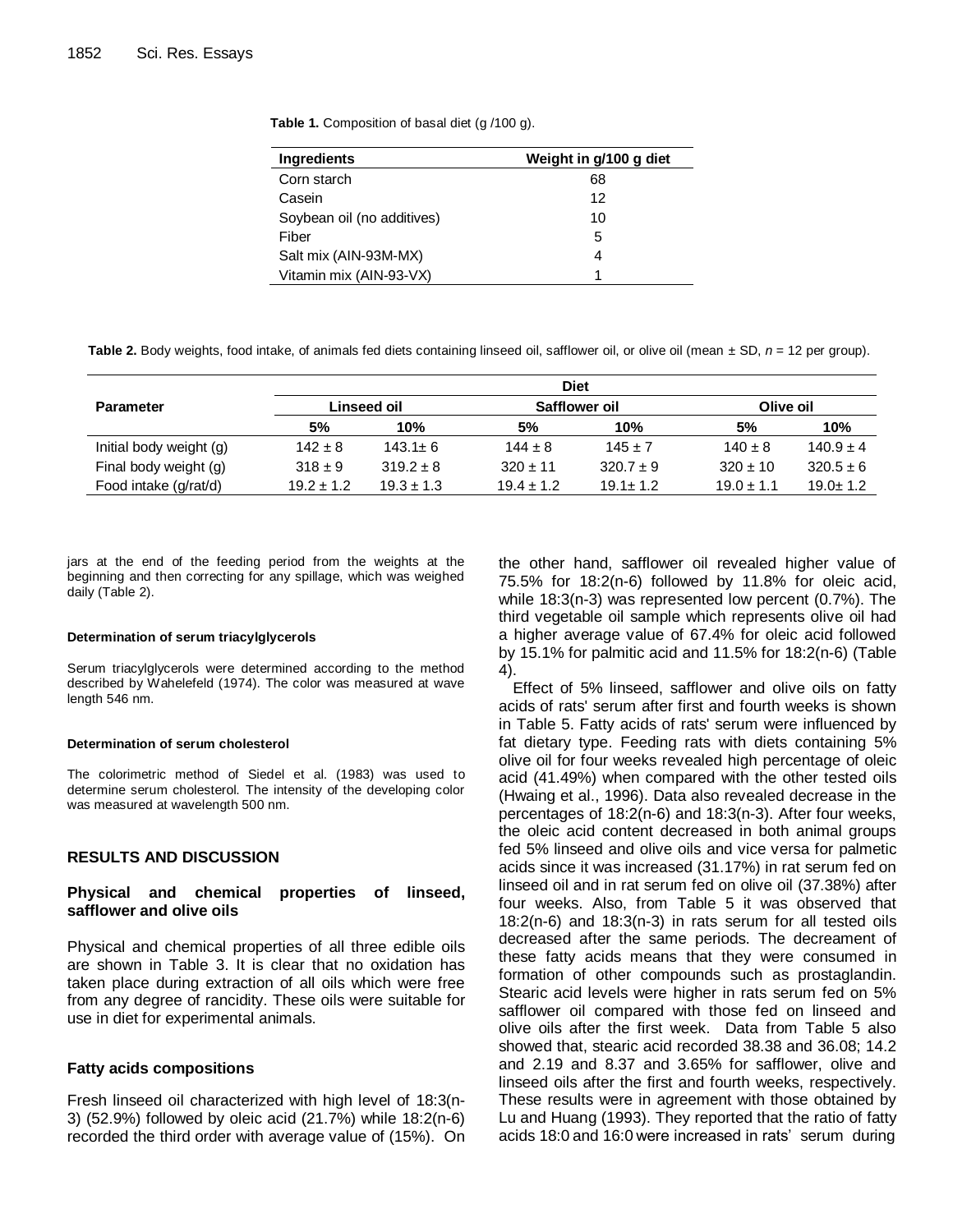**Table 1.** Composition of basal diet (g /100 g).

| Ingredients | Weight in g/100 g diet |
|---|---|
| Corn starch | 68 |
| Casein | 12 |
| Soybean oil (no additives) | 10 |
| Fiber | 5 |
| Salt mix (AIN-93M-MX) | 4 |
| Vitamin mix (AIN-93-VX) | 1 |

**Table 2.** Body weights, food intake, of animals fed diets containing linseed oil, safflower oil, or olive oil (mean ± SD, *n* = 12 per group).

| Parameter | Diet | | | | | |
|---|---|---|---|---|---|---|
| | Linseed oil | | Safflower oil | | Olive oil | |
| | 5% | 10% | 5% | 10% | 5% | 10% |
| Initial body weight (g) | 142 ± 8 | 143.1± 6 | 144 ± 8 | 145 ± 7 | 140 ± 8 | 140.9 ± 4 |
| Final body weight (g) | 318 ± 9 | 319.2 ± 8 | 320 ± 11 | 320.7 ± 9 | 320 ± 10 | 320.5 ± 6 |
| Food intake (g/rat/d) | 19.2 ± 1.2 | 19.3 ± 1.3 | 19.4 ± 1.2 | 19.1± 1.2 | 19.0 ± 1.1 | 19.0± 1.2 |

jars at the end of the feeding period from the weights at the beginning and then correcting for any spillage, which was weighed daily (Table 2).

#### Determination of serum triacylglycerols

Serum triacylglycerols were determined according to the method described by Wahelefeld (1974). The color was measured at wave length 546 nm.

#### Determination of serum cholesterol

The colorimetric method of Siedel et al. (1983) was used to determine serum cholesterol. The intensity of the developing color was measured at wavelength 500 nm.

## RESULTS AND DISCUSSION

### Physical and chemical properties of linseed, safflower and olive oils

Physical and chemical properties of all three edible oils are shown in Table 3. It is clear that no oxidation has taken place during extraction of all oils which were free from any degree of rancidity. These oils were suitable for use in diet for experimental animals.

### Fatty acids compositions

Fresh linseed oil characterized with high level of 18:3(n-3) (52.9%) followed by oleic acid (21.7%) while 18:2(n-6) recorded the third order with average value of (15%). On the other hand, safflower oil revealed higher value of 75.5% for 18:2(n-6) followed by 11.8% for oleic acid, while 18:3(n-3) was represented low percent (0.7%). The third vegetable oil sample which represents olive oil had a higher average value of 67.4% for oleic acid followed by 15.1% for palmitic acid and 11.5% for 18:2(n-6) (Table 4).

Effect of 5% linseed, safflower and olive oils on fatty acids of rats' serum after first and fourth weeks is shown in Table 5. Fatty acids of rats' serum were influenced by fat dietary type. Feeding rats with diets containing 5% olive oil for four weeks revealed high percentage of oleic acid (41.49%) when compared with the other tested oils (Hwaing et al., 1996). Data also revealed decrease in the percentages of 18:2(n-6) and 18:3(n-3). After four weeks, the oleic acid content decreased in both animal groups fed 5% linseed and olive oils and vice versa for palmetic acids since it was increased (31.17%) in rat serum fed on linseed oil and in rat serum fed on olive oil (37.38%) after four weeks. Also, from Table 5 it was observed that 18:2(n-6) and 18:3(n-3) in rats serum for all tested oils decreased after the same periods. The decreament of these fatty acids means that they were consumed in formation of other compounds such as prostaglandin. Stearic acid levels were higher in rats serum fed on 5% safflower oil compared with those fed on linseed and olive oils after the first week. Data from Table 5 also showed that, stearic acid recorded 38.38 and 36.08; 14.2 and 2.19 and 8.37 and 3.65% for safflower, olive and linseed oils after the first and fourth weeks, respectively. These results were in agreement with those obtained by Lu and Huang (1993). They reported that the ratio of fatty acids 18:0 and 16:0 were increased in rats' serum during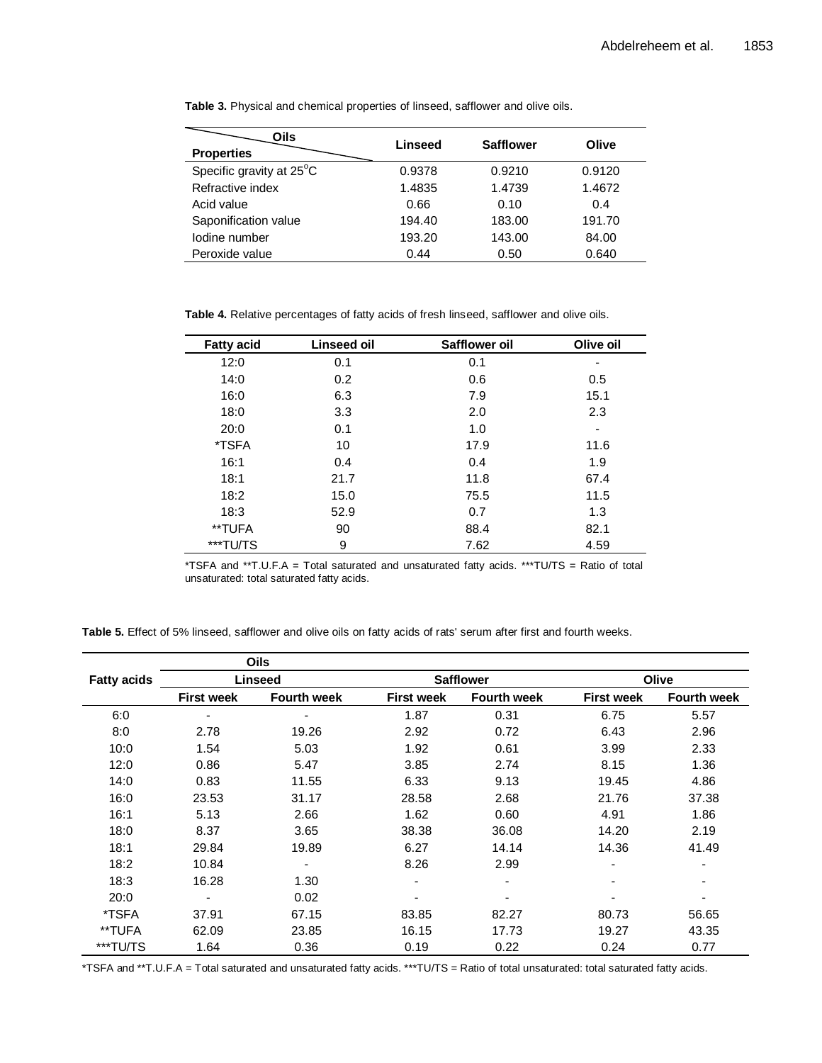**Table 3.** Physical and chemical properties of linseed, safflower and olive oils.

| Oils / Properties | Linseed | Safflower | Olive |
|---|---|---|---|
| Specific gravity at 25°C | 0.9378 | 0.9210 | 0.9120 |
| Refractive index | 1.4835 | 1.4739 | 1.4672 |
| Acid value | 0.66 | 0.10 | 0.4 |
| Saponification value | 194.40 | 183.00 | 191.70 |
| Iodine number | 193.20 | 143.00 | 84.00 |
| Peroxide value | 0.44 | 0.50 | 0.640 |

**Table 4.** Relative percentages of fatty acids of fresh linseed, safflower and olive oils.

| Fatty acid | Linseed oil | Safflower oil | Olive oil |
|---|---|---|---|
| 12:0 | 0.1 | 0.1 | - |
| 14:0 | 0.2 | 0.6 | 0.5 |
| 16:0 | 6.3 | 7.9 | 15.1 |
| 18:0 | 3.3 | 2.0 | 2.3 |
| 20:0 | 0.1 | 1.0 | - |
| *TSFA | 10 | 17.9 | 11.6 |
| 16:1 | 0.4 | 0.4 | 1.9 |
| 18:1 | 21.7 | 11.8 | 67.4 |
| 18:2 | 15.0 | 75.5 | 11.5 |
| 18:3 | 52.9 | 0.7 | 1.3 |
| **TUFA | 90 | 88.4 | 82.1 |
| ***TU/TS | 9 | 7.62 | 4.59 |

*TSFA and **T.U.F.A = Total saturated and unsaturated fatty acids. ***TU/TS = Ratio of total unsaturated: total saturated fatty acids.

**Table 5.** Effect of 5% linseed, safflower and olive oils on fatty acids of rats' serum after first and fourth weeks.

| Fatty acids | Oils | | | | | |
|---|---|---|---|---|---|---|
| | Linseed | | Safflower | | Olive | |
| | First week | Fourth week | First week | Fourth week | First week | Fourth week |
| 6:0 | - | - | 1.87 | 0.31 | 6.75 | 5.57 |
| 8:0 | 2.78 | 19.26 | 2.92 | 0.72 | 6.43 | 2.96 |
| 10:0 | 1.54 | 5.03 | 1.92 | 0.61 | 3.99 | 2.33 |
| 12:0 | 0.86 | 5.47 | 3.85 | 2.74 | 8.15 | 1.36 |
| 14:0 | 0.83 | 11.55 | 6.33 | 9.13 | 19.45 | 4.86 |
| 16:0 | 23.53 | 31.17 | 28.58 | 2.68 | 21.76 | 37.38 |
| 16:1 | 5.13 | 2.66 | 1.62 | 0.60 | 4.91 | 1.86 |
| 18:0 | 8.37 | 3.65 | 38.38 | 36.08 | 14.20 | 2.19 |
| 18:1 | 29.84 | 19.89 | 6.27 | 14.14 | 14.36 | 41.49 |
| 18:2 | 10.84 | - | 8.26 | 2.99 | - | - |
| 18:3 | 16.28 | 1.30 | - | - | - | - |
| 20:0 | - | 0.02 | - | - | - | - |
| *TSFA | 37.91 | 67.15 | 83.85 | 82.27 | 80.73 | 56.65 |
| **TUFA | 62.09 | 23.85 | 16.15 | 17.73 | 19.27 | 43.35 |
| ***TU/TS | 1.64 | 0.36 | 0.19 | 0.22 | 0.24 | 0.77 |

*TSFA and **T.U.F.A = Total saturated and unsaturated fatty acids. ***TU/TS = Ratio of total unsaturated: total saturated fatty acids.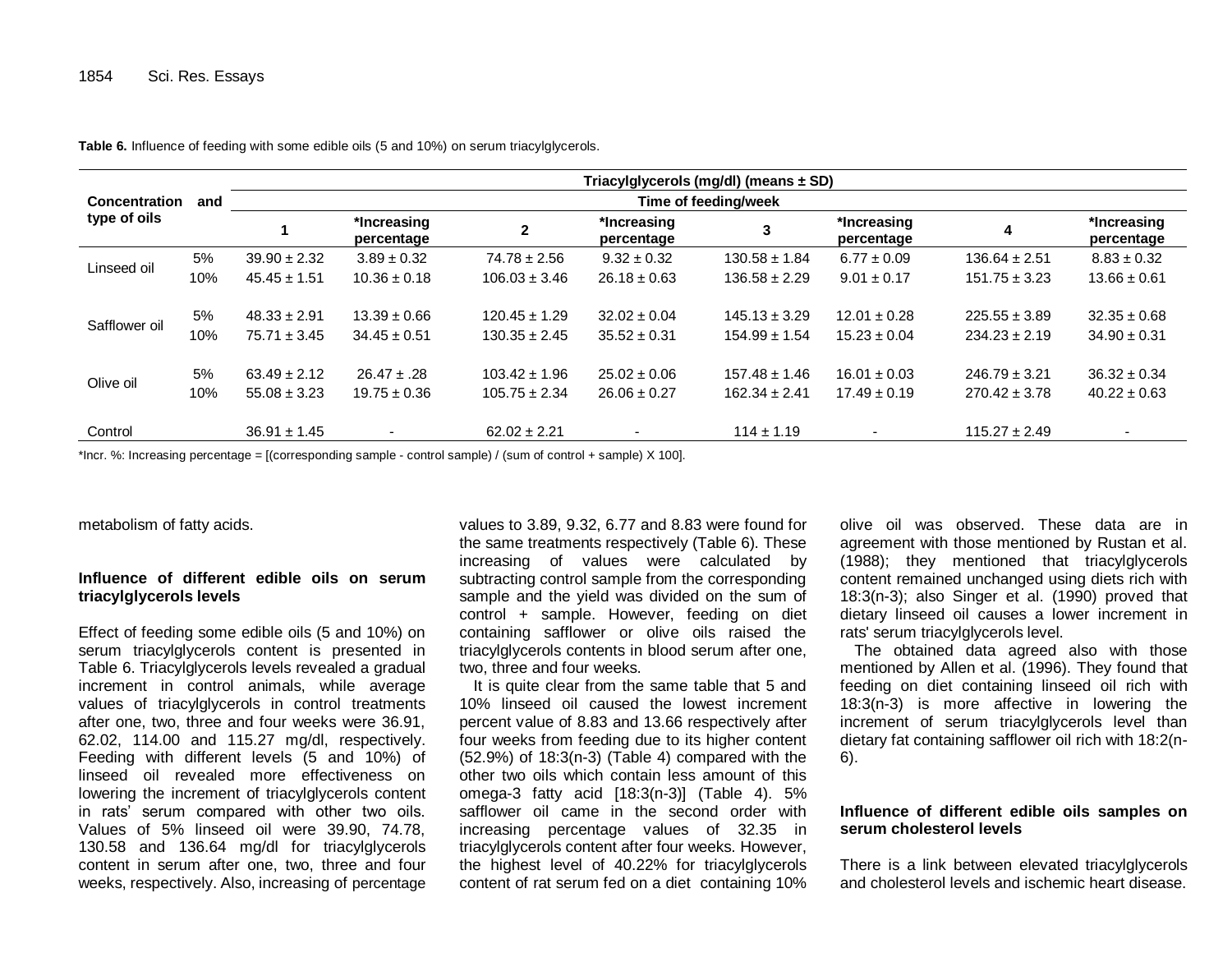**Table 6.** Influence of feeding with some edible oils (5 and 10%) on serum triacylglycerols.

| Concentration and type of oils | | Triacylglycerols (mg/dl) (means ± SD) | | | | | | | |
|---|---|---|---|---|---|---|---|---|---|
| | | Time of feeding/week | | | | | | | |
| | | 1 | *Increasing percentage | 2 | *Increasing percentage | 3 | *Increasing percentage | 4 | *Increasing percentage |
| Linseed oil | 5% | 39.90 ± 2.32 | 3.89 ± 0.32 | 74.78 ± 2.56 | 9.32 ± 0.32 | 130.58 ± 1.84 | 6.77 ± 0.09 | 136.64 ± 2.51 | 8.83 ± 0.32 |
| | 10% | 45.45 ± 1.51 | 10.36 ± 0.18 | 106.03 ± 3.46 | 26.18 ± 0.63 | 136.58 ± 2.29 | 9.01 ± 0.17 | 151.75 ± 3.23 | 13.66 ± 0.61 |
| Safflower oil | 5% | 48.33 ± 2.91 | 13.39 ± 0.66 | 120.45 ± 1.29 | 32.02 ± 0.04 | 145.13 ± 3.29 | 12.01 ± 0.28 | 225.55 ± 3.89 | 32.35 ± 0.68 |
| | 10% | 75.71 ± 3.45 | 34.45 ± 0.51 | 130.35 ± 2.45 | 35.52 ± 0.31 | 154.99 ± 1.54 | 15.23 ± 0.04 | 234.23 ± 2.19 | 34.90 ± 0.31 |
| Olive oil | 5% | 63.49 ± 2.12 | 26.47 ± .28 | 103.42 ± 1.96 | 25.02 ± 0.06 | 157.48 ± 1.46 | 16.01 ± 0.03 | 246.79 ± 3.21 | 36.32 ± 0.34 |
| | 10% | 55.08 ± 3.23 | 19.75 ± 0.36 | 105.75 ± 2.34 | 26.06 ± 0.27 | 162.34 ± 2.41 | 17.49 ± 0.19 | 270.42 ± 3.78 | 40.22 ± 0.63 |
| Control | | 36.91 ± 1.45 | - | 62.02 ± 2.21 | - | 114 ± 1.19 | - | 115.27 ± 2.49 | - |

*Incr. %: Increasing percentage = [(corresponding sample - control sample) / (sum of control + sample) X 100].

metabolism of fatty acids.

### Influence of different edible oils on serum triacylglycerols levels

Effect of feeding some edible oils (5 and 10%) on serum triacylglycerols content is presented in Table 6. Triacylglycerols levels revealed a gradual increment in control animals, while average values of triacylglycerols in control treatments after one, two, three and four weeks were 36.91, 62.02, 114.00 and 115.27 mg/dl, respectively. Feeding with different levels (5 and 10%) of linseed oil revealed more effectiveness on lowering the increment of triacylglycerols content in rats' serum compared with other two oils. Values of 5% linseed oil were 39.90, 74.78, 130.58 and 136.64 mg/dl for triacylglycerols content in serum after one, two, three and four weeks, respectively. Also, increasing of percentage values to 3.89, 9.32, 6.77 and 8.83 were found for the same treatments respectively (Table 6). These increasing of values were calculated by subtracting control sample from the corresponding sample and the yield was divided on the sum of control + sample. However, feeding on diet containing safflower or olive oils raised the triacylglycerols contents in blood serum after one, two, three and four weeks.

It is quite clear from the same table that 5 and 10% linseed oil caused the lowest increment percent value of 8.83 and 13.66 respectively after four weeks from feeding due to its higher content (52.9%) of 18:3(n-3) (Table 4) compared with the other two oils which contain less amount of this omega-3 fatty acid [18:3(n-3)] (Table 4). 5% safflower oil came in the second order with increasing percentage values of 32.35 in triacylglycerols content after four weeks. However, the highest level of 40.22% for triacylglycerols content of rat serum fed on a diet containing 10% olive oil was observed. These data are in agreement with those mentioned by Rustan et al. (1988); they mentioned that triacylglycerols content remained unchanged using diets rich with 18:3(n-3); also Singer et al. (1990) proved that dietary linseed oil causes a lower increment in rats' serum triacylglycerols level.

The obtained data agreed also with those mentioned by Allen et al. (1996). They found that feeding on diet containing linseed oil rich with 18:3(n-3) is more affective in lowering the increment of serum triacylglycerols level than dietary fat containing safflower oil rich with 18:2(n-6).

### Influence of different edible oils samples on serum cholesterol levels

There is a link between elevated triacylglycerols and cholesterol levels and ischemic heart disease.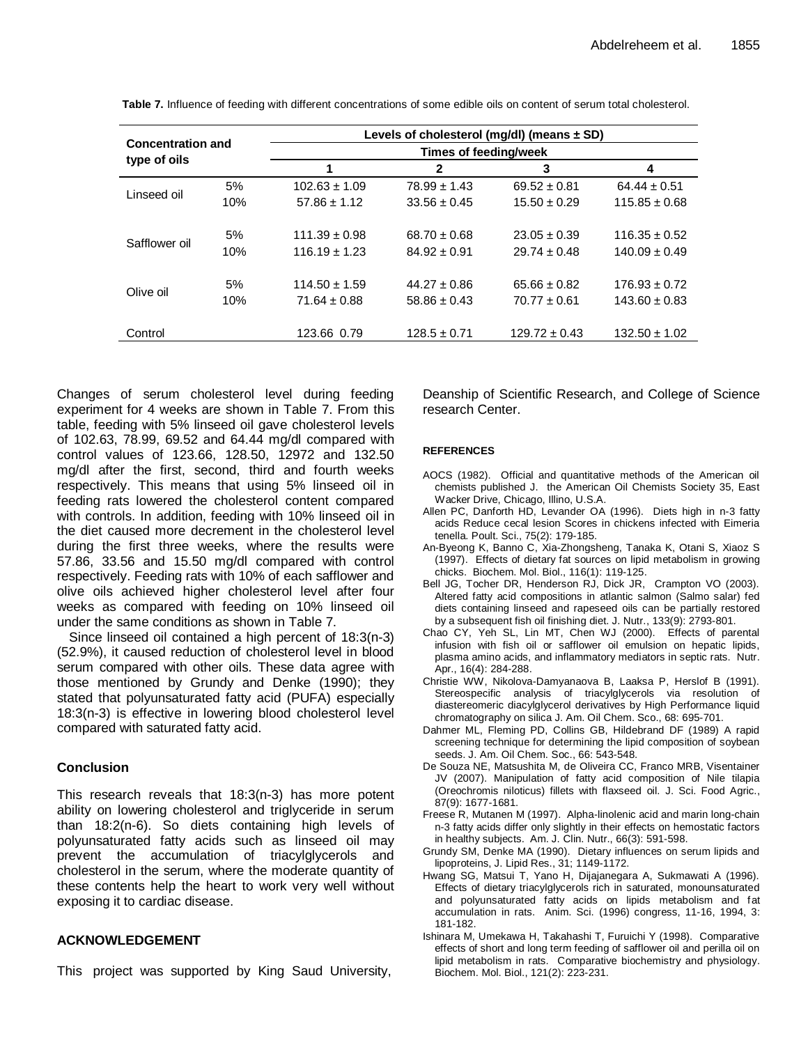**Table 7.** Influence of feeding with different concentrations of some edible oils on content of serum total cholesterol.

| Concentration and type of oils | | Levels of cholesterol (mg/dl) (means ± SD) | | | |
|---|---|---|---|---|---|
| | | Times of feeding/week | | | |
| | | 1 | 2 | 3 | 4 |
| Linseed oil | 5% | 102.63 ± 1.09 | 78.99 ± 1.43 | 69.52 ± 0.81 | 64.44 ± 0.51 |
| | 10% | 57.86 ± 1.12 | 33.56 ± 0.45 | 15.50 ± 0.29 | 115.85 ± 0.68 |
| Safflower oil | 5% | 111.39 ± 0.98 | 68.70 ± 0.68 | 23.05 ± 0.39 | 116.35 ± 0.52 |
| | 10% | 116.19 ± 1.23 | 84.92 ± 0.91 | 29.74 ± 0.48 | 140.09 ± 0.49 |
| Olive oil | 5% | 114.50 ± 1.59 | 44.27 ± 0.86 | 65.66 ± 0.82 | 176.93 ± 0.72 |
| | 10% | 71.64 ± 0.88 | 58.86 ± 0.43 | 70.77 ± 0.61 | 143.60 ± 0.83 |
| Control | | 123.66 0.79 | 128.5 ± 0.71 | 129.72 ± 0.43 | 132.50 ± 1.02 |

Changes of serum cholesterol level during feeding experiment for 4 weeks are shown in Table 7. From this table, feeding with 5% linseed oil gave cholesterol levels of 102.63, 78.99, 69.52 and 64.44 mg/dl compared with control values of 123.66, 128.50, 12972 and 132.50 mg/dl after the first, second, third and fourth weeks respectively. This means that using 5% linseed oil in feeding rats lowered the cholesterol content compared with controls. In addition, feeding with 10% linseed oil in the diet caused more decrement in the cholesterol level during the first three weeks, where the results were 57.86, 33.56 and 15.50 mg/dl compared with control respectively. Feeding rats with 10% of each safflower and olive oils achieved higher cholesterol level after four weeks as compared with feeding on 10% linseed oil under the same conditions as shown in Table 7.

Since linseed oil contained a high percent of 18:3(n-3) (52.9%), it caused reduction of cholesterol level in blood serum compared with other oils. These data agree with those mentioned by Grundy and Denke (1990); they stated that polyunsaturated fatty acid (PUFA) especially 18:3(n-3) is effective in lowering blood cholesterol level compared with saturated fatty acid.

## Conclusion

This research reveals that 18:3(n-3) has more potent ability on lowering cholesterol and triglyceride in serum than 18:2(n-6). So diets containing high levels of polyunsaturated fatty acids such as linseed oil may prevent the accumulation of triacylglycerols and cholesterol in the serum, where the moderate quantity of these contents help the heart to work very well without exposing it to cardiac disease.

## ACKNOWLEDGEMENT

This project was supported by King Saud University, Deanship of Scientific Research, and College of Science research Center.

## REFERENCES

AOCS (1982). Official and quantitative methods of the American oil chemists published J. the American Oil Chemists Society 35, East Wacker Drive, Chicago, Illino, U.S.A.

Allen PC, Danforth HD, Levander OA (1996). Diets high in n-3 fatty acids Reduce cecal lesion Scores in chickens infected with Eimeria tenella. Poult. Sci., 75(2): 179-185.

An-Byeong K, Banno C, Xia-Zhongsheng, Tanaka K, Otani S, Xiaoz S (1997). Effects of dietary fat sources on lipid metabolism in growing chicks. Biochem. Mol. Biol., 116(1): 119-125.

Bell JG, Tocher DR, Henderson RJ, Dick JR, Crampton VO (2003). Altered fatty acid compositions in atlantic salmon (Salmo salar) fed diets containing linseed and rapeseed oils can be partially restored by a subsequent fish oil finishing diet. J. Nutr., 133(9): 2793-801.

Chao CY, Yeh SL, Lin MT, Chen WJ (2000). Effects of parental infusion with fish oil or safflower oil emulsion on hepatic lipids, plasma amino acids, and inflammatory mediators in septic rats. Nutr. Apr., 16(4): 284-288.

Christie WW, Nikolova-Damyanaova B, Laaksa P, Herslof B (1991). Stereospecific analysis of triacylglycerols via resolution of diastereomeric diacylglycerol derivatives by High Performance liquid chromatography on silica J. Am. Oil Chem. Sco., 68: 695-701.

Dahmer ML, Fleming PD, Collins GB, Hildebrand DF (1989) A rapid screening technique for determining the lipid composition of soybean seeds. J. Am. Oil Chem. Soc., 66: 543-548.

De Souza NE, Matsushita M, de Oliveira CC, Franco MRB, Visentainer JV (2007). Manipulation of fatty acid composition of Nile tilapia (Oreochromis niloticus) fillets with flaxseed oil. J. Sci. Food Agric., 87(9): 1677-1681.

Freese R, Mutanen M (1997). Alpha-linolenic acid and marin long-chain n-3 fatty acids differ only slightly in their effects on hemostatic factors in healthy subjects. Am. J. Clin. Nutr., 66(3): 591-598.

Grundy SM, Denke MA (1990). Dietary influences on serum lipids and lipoproteins, J. Lipid Res., 31; 1149-1172.

Hwang SG, Matsui T, Yano H, Dijajanegara A, Sukmawati A (1996). Effects of dietary triacylglycerols rich in saturated, monounsaturated and polyunsaturated fatty acids on lipids metabolism and fat accumulation in rats. Anim. Sci. (1996) congress, 11-16, 1994, 3: 181-182.

Ishinara M, Umekawa H, Takahashi T, Furuichi Y (1998). Comparative effects of short and long term feeding of safflower oil and perilla oil on lipid metabolism in rats. Comparative biochemistry and physiology. Biochem. Mol. Biol., 121(2): 223-231.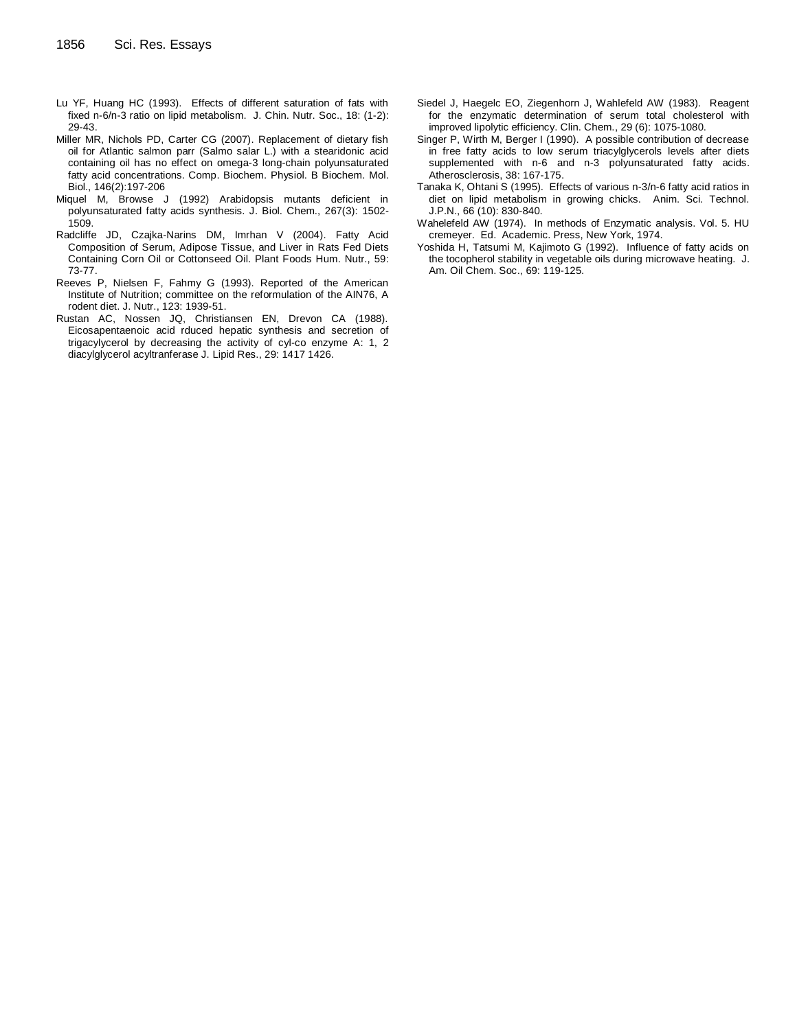Lu YF, Huang HC (1993). Effects of different saturation of fats with fixed n-6/n-3 ratio on lipid metabolism. J. Chin. Nutr. Soc., 18: (1-2): 29-43.

Miller MR, Nichols PD, Carter CG (2007). Replacement of dietary fish oil for Atlantic salmon parr (Salmo salar L.) with a stearidonic acid containing oil has no effect on omega-3 long-chain polyunsaturated fatty acid concentrations. Comp. Biochem. Physiol. B Biochem. Mol. Biol., 146(2):197-206

Miquel M, Browse J (1992) Arabidopsis mutants deficient in polyunsaturated fatty acids synthesis. J. Biol. Chem., 267(3): 1502-1509.

Radcliffe JD, Czajka-Narins DM, Imrhan V (2004). Fatty Acid Composition of Serum, Adipose Tissue, and Liver in Rats Fed Diets Containing Corn Oil or Cottonseed Oil. Plant Foods Hum. Nutr., 59: 73-77.

Reeves P, Nielsen F, Fahmy G (1993). Reported of the American Institute of Nutrition; committee on the reformulation of the AIN76, A rodent diet. J. Nutr., 123: 1939-51.

Rustan AC, Nossen JQ, Christiansen EN, Drevon CA (1988). Eicosapentaenoic acid rduced hepatic synthesis and secretion of trigacylcerol by decreasing the activity of cyl-co enzyme A: 1, 2 diacylglycerol acyltranferase J. Lipid Res., 29: 1417 1426.

Siedel J, Haegelc EO, Ziegenhorn J, Wahlefeld AW (1983). Reagent for the enzymatic determination of serum total cholesterol with improved lipolytic efficiency. Clin. Chem., 29 (6): 1075-1080.

Singer P, Wirth M, Berger I (1990). A possible contribution of decrease in free fatty acids to low serum triacylglycerols levels after diets supplemented with n-6 and n-3 polyunsaturated fatty acids. Atherosclerosis, 38: 167-175.

Tanaka K, Ohtani S (1995). Effects of various n-3/n-6 fatty acid ratios in diet on lipid metabolism in growing chicks. Anim. Sci. Technol. J.P.N., 66 (10): 830-840.

Wahelefeld AW (1974). In methods of Enzymatic analysis. Vol. 5. HU cremeyer. Ed. Academic. Press, New York, 1974.

Yoshida H, Tatsumi M, Kajimoto G (1992). Influence of fatty acids on the tocopherol stability in vegetable oils during microwave heating. J. Am. Oil Chem. Soc., 69: 119-125.